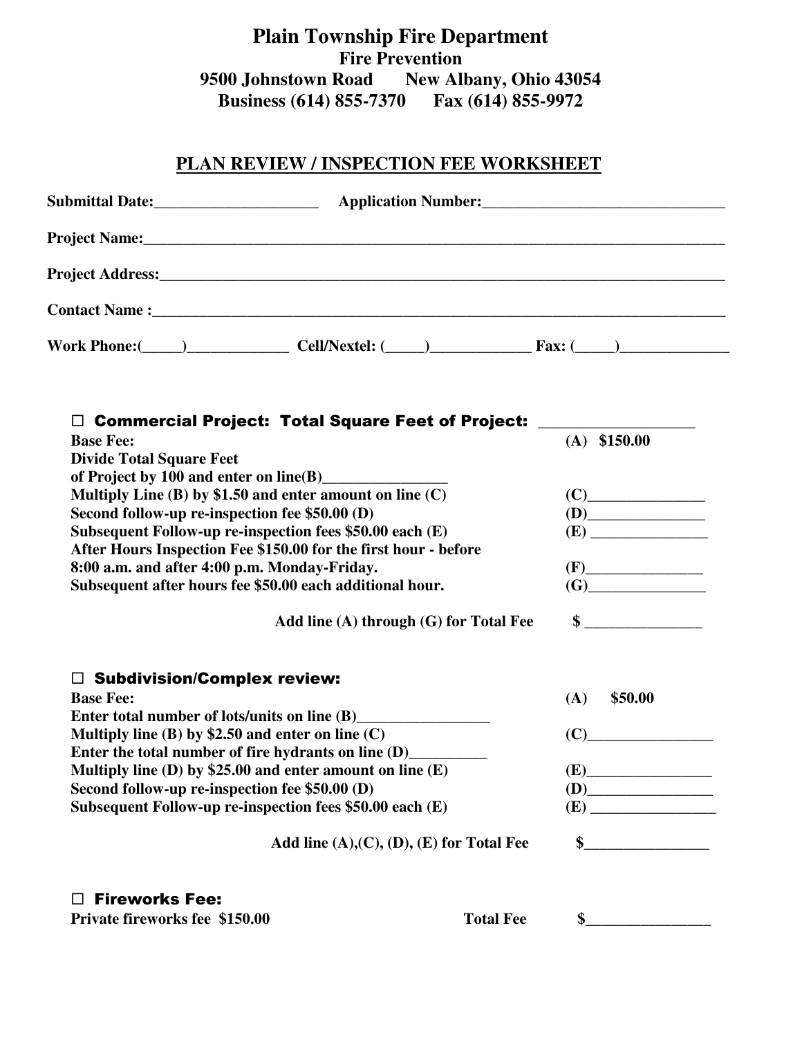# Plain Township Fire Department

## Fire Prevention

**9500 Johnstown Road      New Albany, Ohio 43054**

**Business (614) 855-7370      Fax (614) 855-9972**

## PLAN REVIEW / INSPECTION FEE WORKSHEET

**Submittal Date:**_____________________ **Application Number:**_______________________________

**Project Name:**_______________________________________________________________________________

**Project Address:**_____________________________________________________________________________

**Contact Name :**______________________________________________________________________________

**Work Phone:**(_____)_____________ **Cell/Nextel:** (_____)_____________ **Fax:** (_____)______________

### ☐ Commercial Project: Total Square Feet of Project: ___________________

| | |
|---|---|
| **Base Fee:** | **(A) $150.00** |
| **Divide Total Square Feet of Project by 100 and enter on line(B)**_______________ | |
| **Multiply Line (B) by $1.50 and enter amount on line (C)** | **(C)**_______________ |
| **Second follow-up re-inspection fee $50.00 (D)** | **(D)**_______________ |
| **Subsequent Follow-up re-inspection fees $50.00 each (E)** | **(E)** _______________ |
| **After Hours Inspection Fee $150.00 for the first hour - before 8:00 a.m. and after 4:00 p.m. Monday-Friday.** | **(F)**_______________ |
| **Subsequent after hours fee $50.00 each additional hour.** | **(G)**_______________ |
| **Add line (A) through (G) for Total Fee** | **$** _______________ |

### ☐ Subdivision/Complex review:

| | |
|---|---|
| **Base Fee:** | **(A) $50.00** |
| **Enter total number of lots/units on line (B)**_________________ | |
| **Multiply line (B) by $2.50 and enter on line (C)** | **(C)**________________ |
| **Enter the total number of fire hydrants on line (D)**__________ | |
| **Multiply line (D) by $25.00 and enter amount on line (E)** | **(E)**________________ |
| **Second follow-up re-inspection fee $50.00 (D)** | **(D)**________________ |
| **Subsequent Follow-up re-inspection fees $50.00 each (E)** | **(E)** ________________ |
| **Add line (A),(C), (D), (E) for Total Fee** | **$**________________ |

### ☐ Fireworks Fee:

| | |
|---|---|
| **Private fireworks fee $150.00** &nbsp;&nbsp;&nbsp; **Total Fee** | **$**________________ |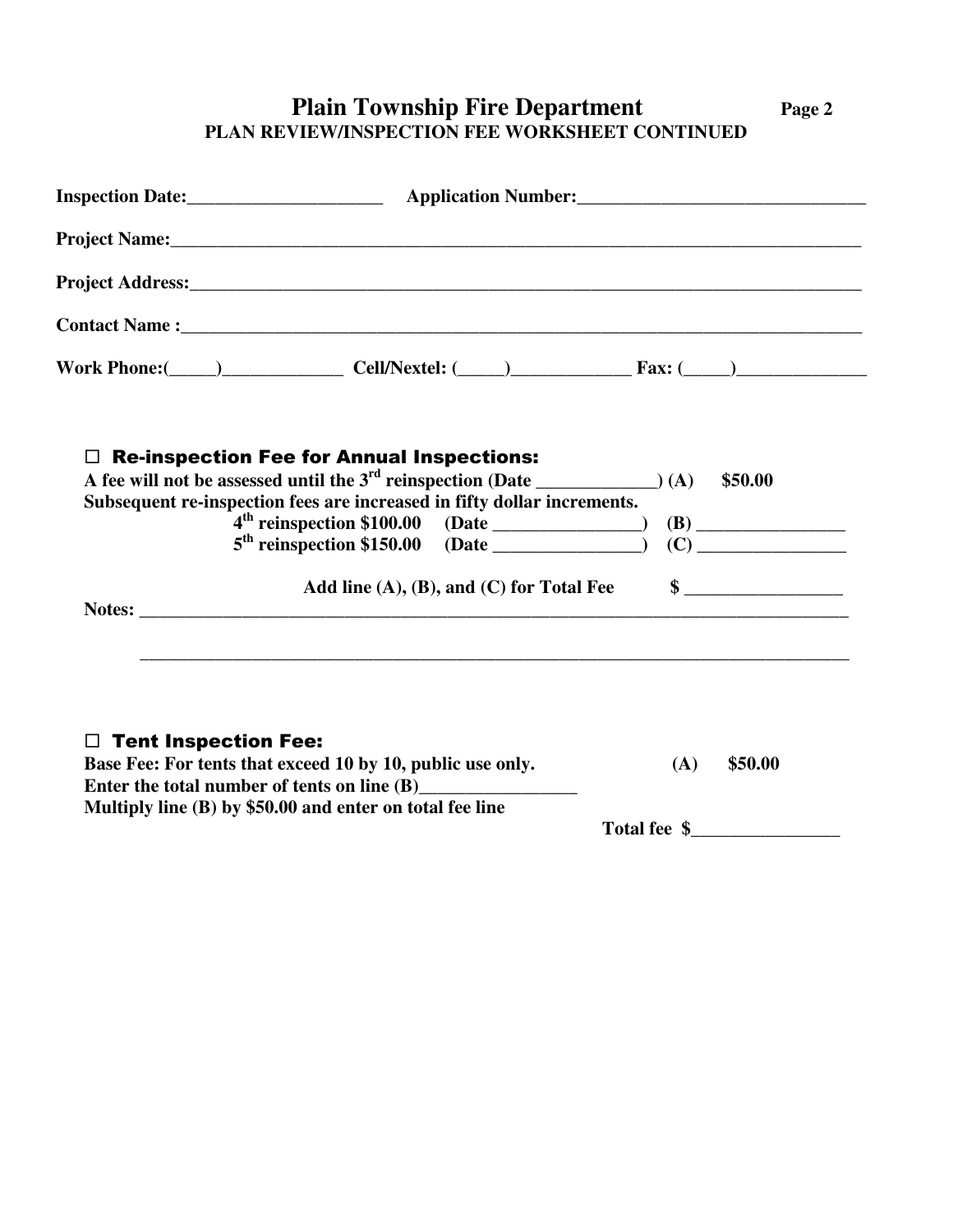# Plain Township Fire Department

**Page 2**

**PLAN REVIEW/INSPECTION FEE WORKSHEET CONTINUED**

**Inspection Date:**_____________________ **Application Number:**_______________________________

**Project Name:**_______________________________________________________________________________

**Project Address:**_____________________________________________________________________________

**Contact Name :**_______________________________________________________________________________

**Work Phone:**(_____)_____________ **Cell/Nextel:** (_____)_____________ **Fax:** (_____)______________

☐ **Re-inspection Fee for Annual Inspections:**

**A fee will not be assessed until the 3rd reinspection (Date _____________) (A) $50.00**

**Subsequent re-inspection fees are increased in fifty dollar increments.**

**4th reinspection $100.00 (Date ________________) (B) ________________**

**5th reinspection $150.00 (Date ________________) (C) ________________**

**Add line (A), (B), and (C) for Total Fee $ ________________**

**Notes:** ______________________________________________________________________________

______________________________________________________________________________

☐ **Tent Inspection Fee:**

**Base Fee: For tents that exceed 10 by 10, public use only. (A) $50.00**

**Enter the total number of tents on line (B)________________**

**Multiply line (B) by $50.00 and enter on total fee line**

**Total fee $________________**